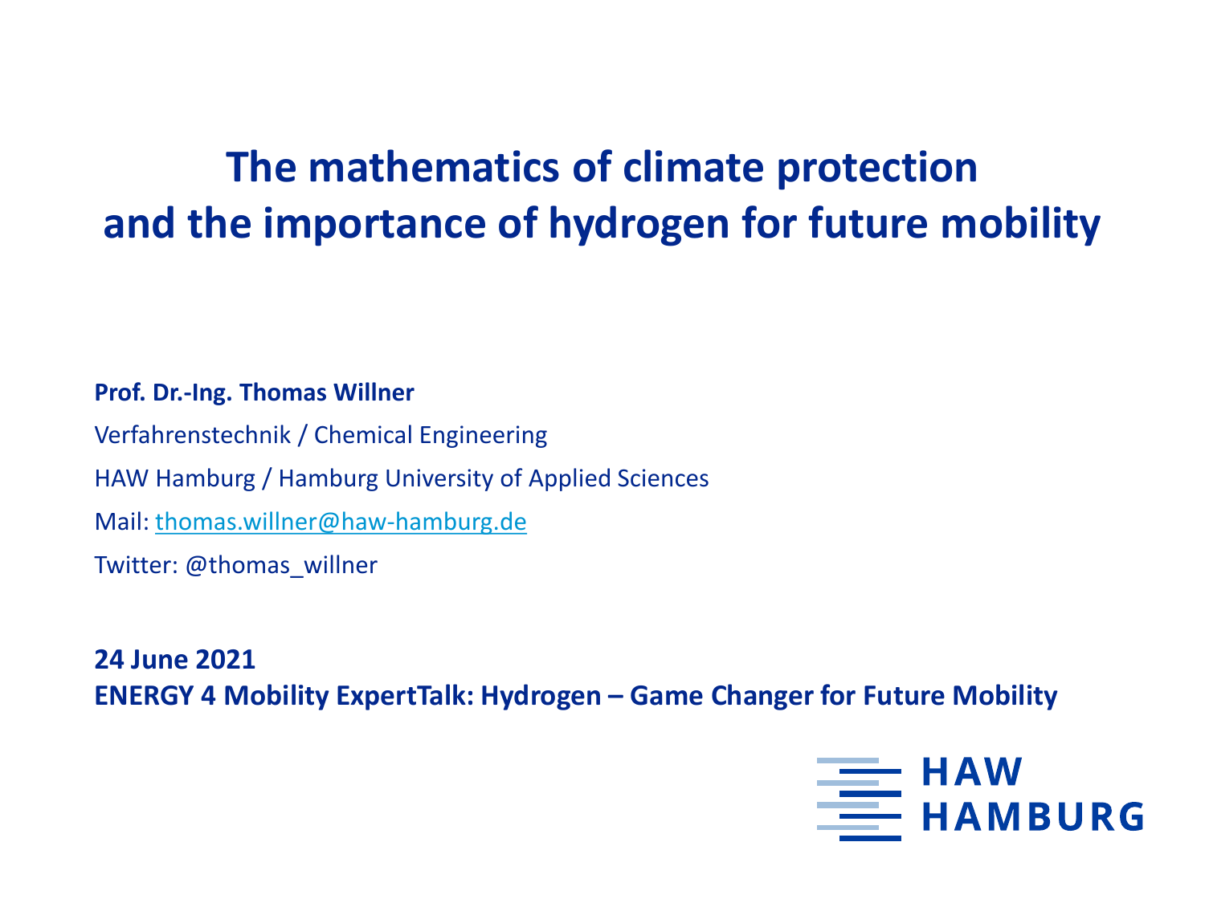# The mathematics of climate protection and the importance of hydrogen for future mobility

**Prof. Dr.-Ing. Thomas Willner**

Verfahrenstechnik / Chemical Engineering

HAW Hamburg / Hamburg University of Applied Sciences

Mail: thomas.willner@haw-hamburg.de

Twitter: @thomas_willner

**24 June 2021**
**ENERGY 4 Mobility ExpertTalk: Hydrogen – Game Changer for Future Mobility**

HAW HAMBURG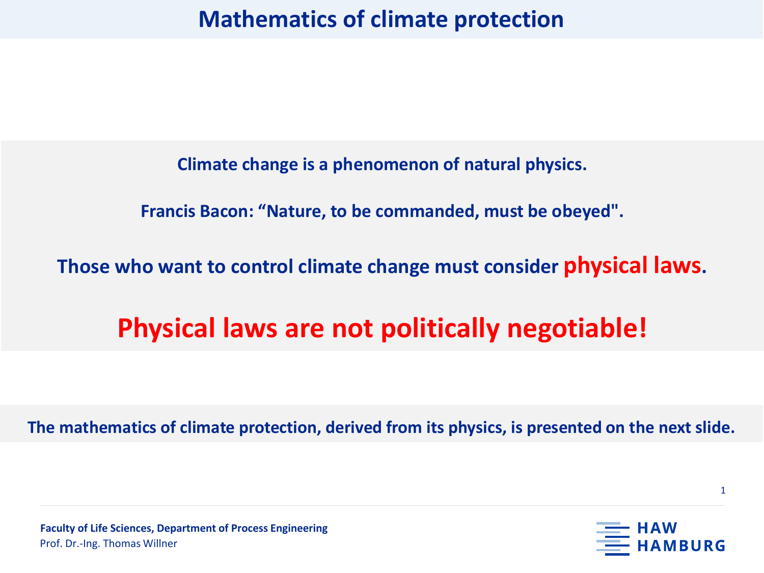# Mathematics of climate protection

**Climate change is a phenomenon of natural physics.**

**Francis Bacon: “Nature, to be commanded, must be obeyed".**

**Those who want to control climate change must consider physical laws.**

## Physical laws are not politically negotiable!

**The mathematics of climate protection, derived from its physics, is presented on the next slide.**

**Faculty of Life Sciences, Department of Process Engineering**
Prof. Dr.-Ing. Thomas Willner

HAW HAMBURG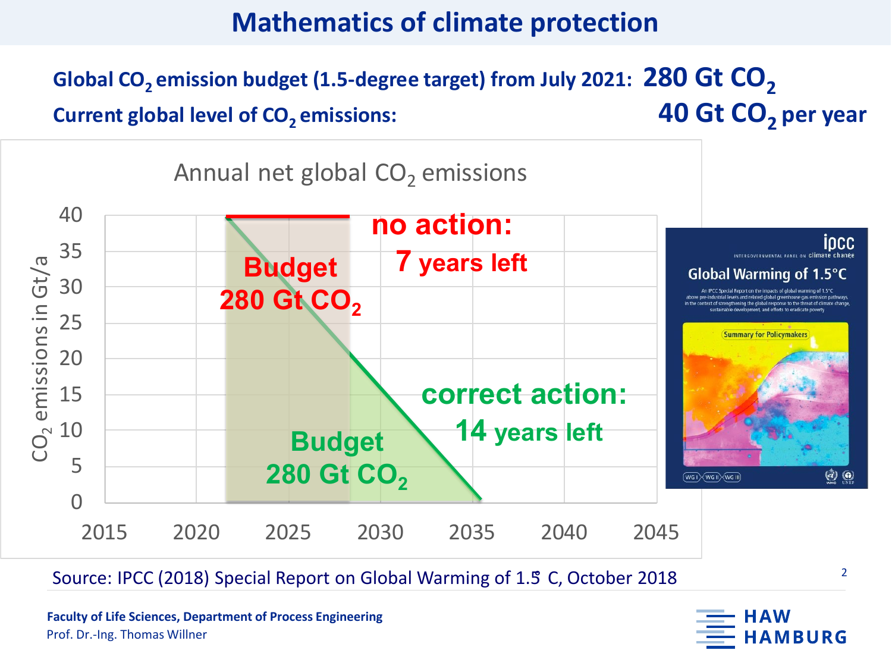# Mathematics of climate protection

**Global $CO_2$ emission budget (1.5-degree target) from July 2021: 280 Gt $CO_2$**

**Current global level of $CO_2$ emissions: 40 Gt $CO_2$ per year**

Annual net global $CO_2$ emissions

CO₂ emissions in Gt/a: 0, 5, 10, 15, 20, 25, 30, 35, 40

Years: 2015, 2020, 2025, 2030, 2035, 2040, 2045

**Budget 280 Gt $CO_2$** — **no action: 7 years left**

**Budget 280 Gt $CO_2$** — **correct action: 14 years left**

Source: IPCC (2018) Special Report on Global Warming of 1.5° C, October 2018

**Faculty of Life Sciences, Department of Process Engineering**
Prof. Dr.-Ing. Thomas Willner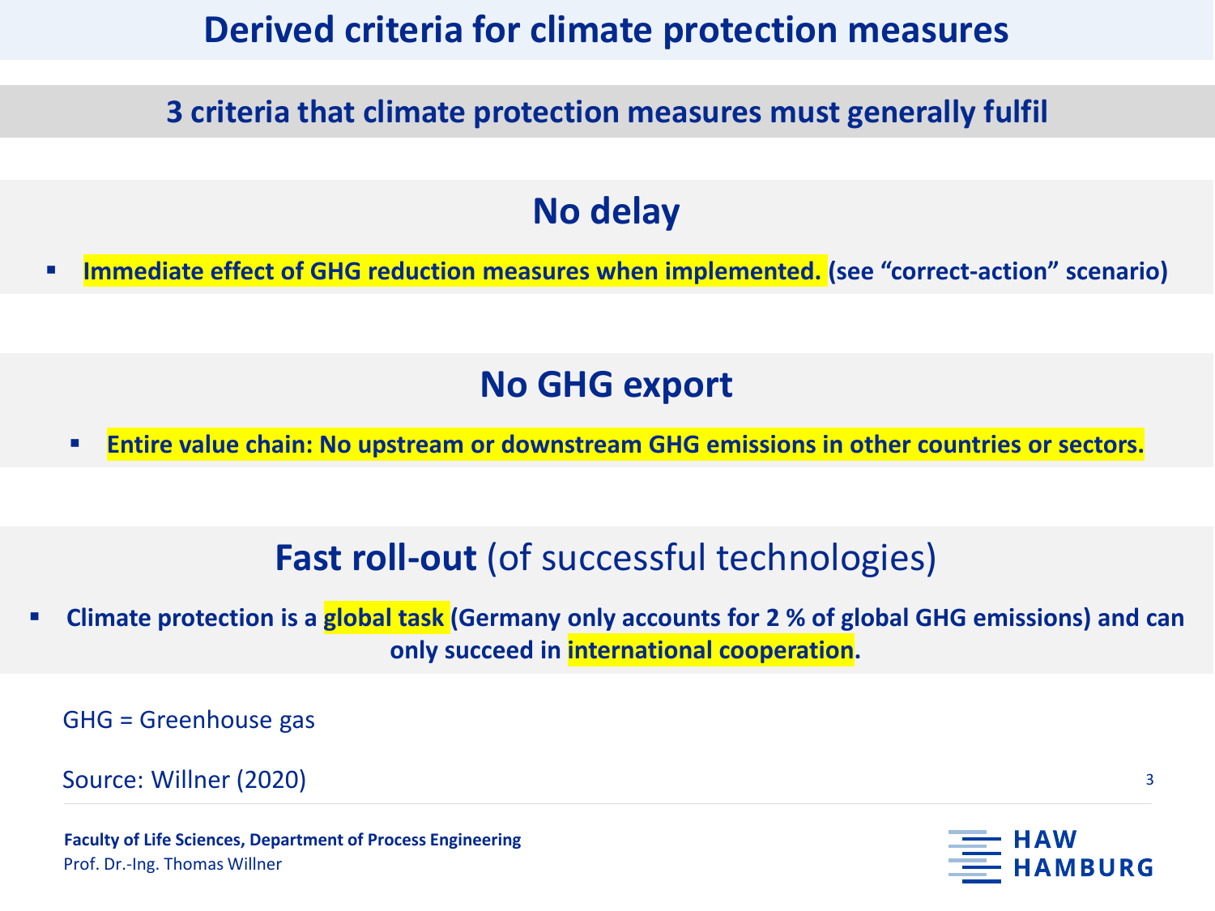# Derived criteria for climate protection measures

## 3 criteria that climate protection measures must generally fulfil

### No delay

- **Immediate effect of GHG reduction measures when implemented. (see "correct-action" scenario)**

### No GHG export

- **Entire value chain: No upstream or downstream GHG emissions in other countries or sectors.**

### Fast roll-out (of successful technologies)

- **Climate protection is a global task (Germany only accounts for 2 % of global GHG emissions) and can only succeed in international cooperation.**

GHG = Greenhouse gas

Source: Willner (2020)

**Faculty of Life Sciences, Department of Process Engineering**
Prof. Dr.-Ing. Thomas Willner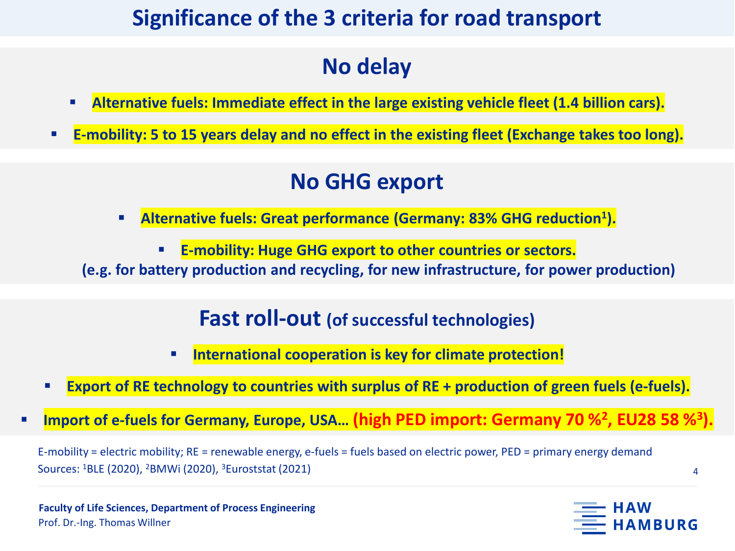# Significance of the 3 criteria for road transport

## No delay

- **Alternative fuels: Immediate effect in the large existing vehicle fleet (1.4 billion cars).**
- **E-mobility: 5 to 15 years delay and no effect in the existing fleet (Exchange takes too long).**

## No GHG export

- **Alternative fuels: Great performance (Germany: 83% GHG reduction[1]).**
- **E-mobility: Huge GHG export to other countries or sectors.**
  **(e.g. for battery production and recycling, for new infrastructure, for power production)**

## Fast roll-out (of successful technologies)

- **International cooperation is key for climate protection!**
- **Export of RE technology to countries with surplus of RE + production of green fuels (e-fuels).**
- **Import of e-fuels for Germany, Europe, USA… (high PED import: Germany 70 %[2], EU28 58 %[3]).**

E-mobility = electric mobility; RE = renewable energy, e-fuels = fuels based on electric power, PED = primary energy demand
Sources: [1]BLE (2020), [2]BMWi (2020), [3]Euroststat (2021)

**Faculty of Life Sciences, Department of Process Engineering**
Prof. Dr.-Ing. Thomas Willner

HAW HAMBURG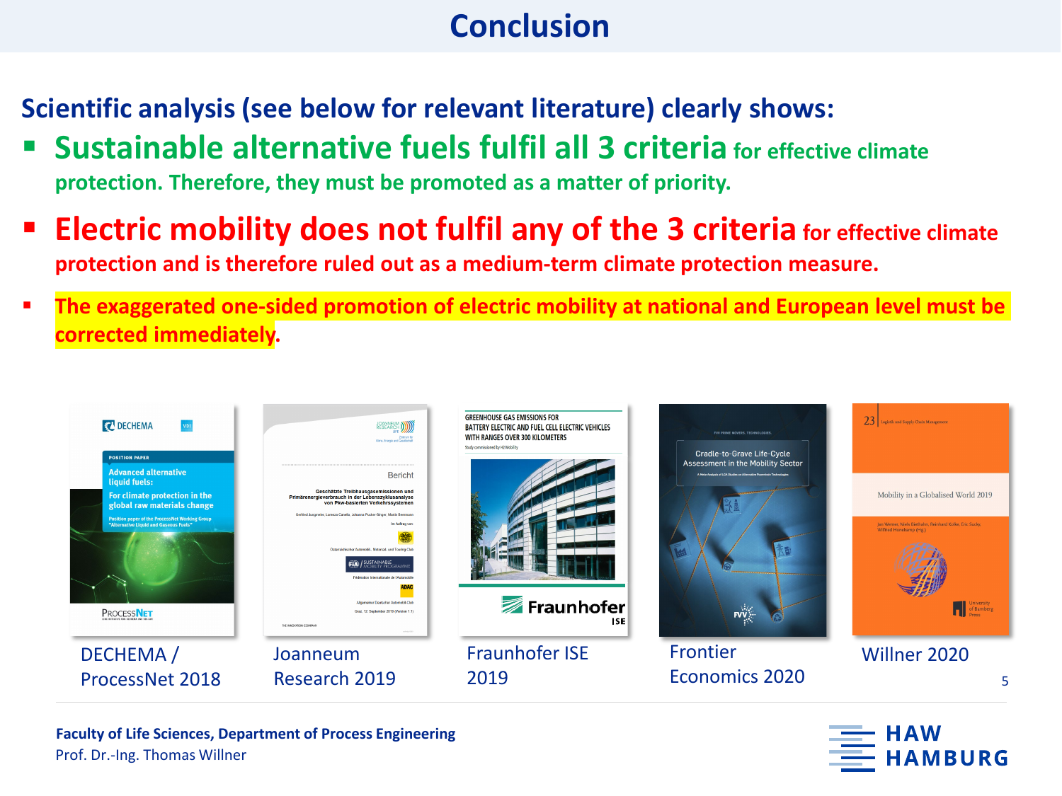# Conclusion

**Scientific analysis (see below for relevant literature) clearly shows:**

- **Sustainable alternative fuels fulfil all 3 criteria for effective climate protection. Therefore, they must be promoted as a matter of priority.**
- **Electric mobility does not fulfil any of the 3 criteria for effective climate protection and is therefore ruled out as a medium-term climate protection measure.**
- **The exaggerated one-sided promotion of electric mobility at national and European level must be corrected immediately.**

DECHEMA / ProcessNet 2018

Joanneum Research 2019

Fraunhofer ISE 2019

Frontier Economics 2020

Willner 2020

**Faculty of Life Sciences, Department of Process Engineering**

Prof. Dr.-Ing. Thomas Willner

HAW HAMBURG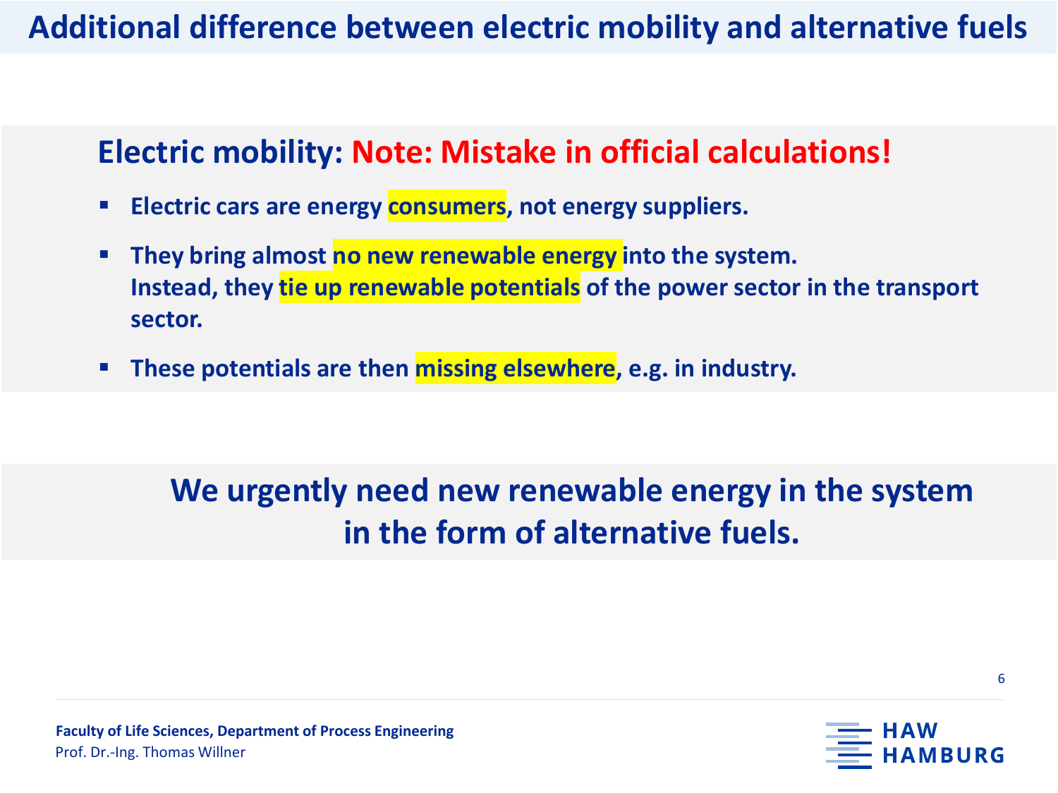# Additional difference between electric mobility and alternative fuels

## Electric mobility: Note: Mistake in official calculations!

- **Electric cars are energy consumers, not energy suppliers.**
- **They bring almost no new renewable energy into the system.**
  **Instead, they tie up renewable potentials of the power sector in the transport sector.**
- **These potentials are then missing elsewhere, e.g. in industry.**

**We urgently need new renewable energy in the system in the form of alternative fuels.**

**Faculty of Life Sciences, Department of Process Engineering**
Prof. Dr.-Ing. Thomas Willner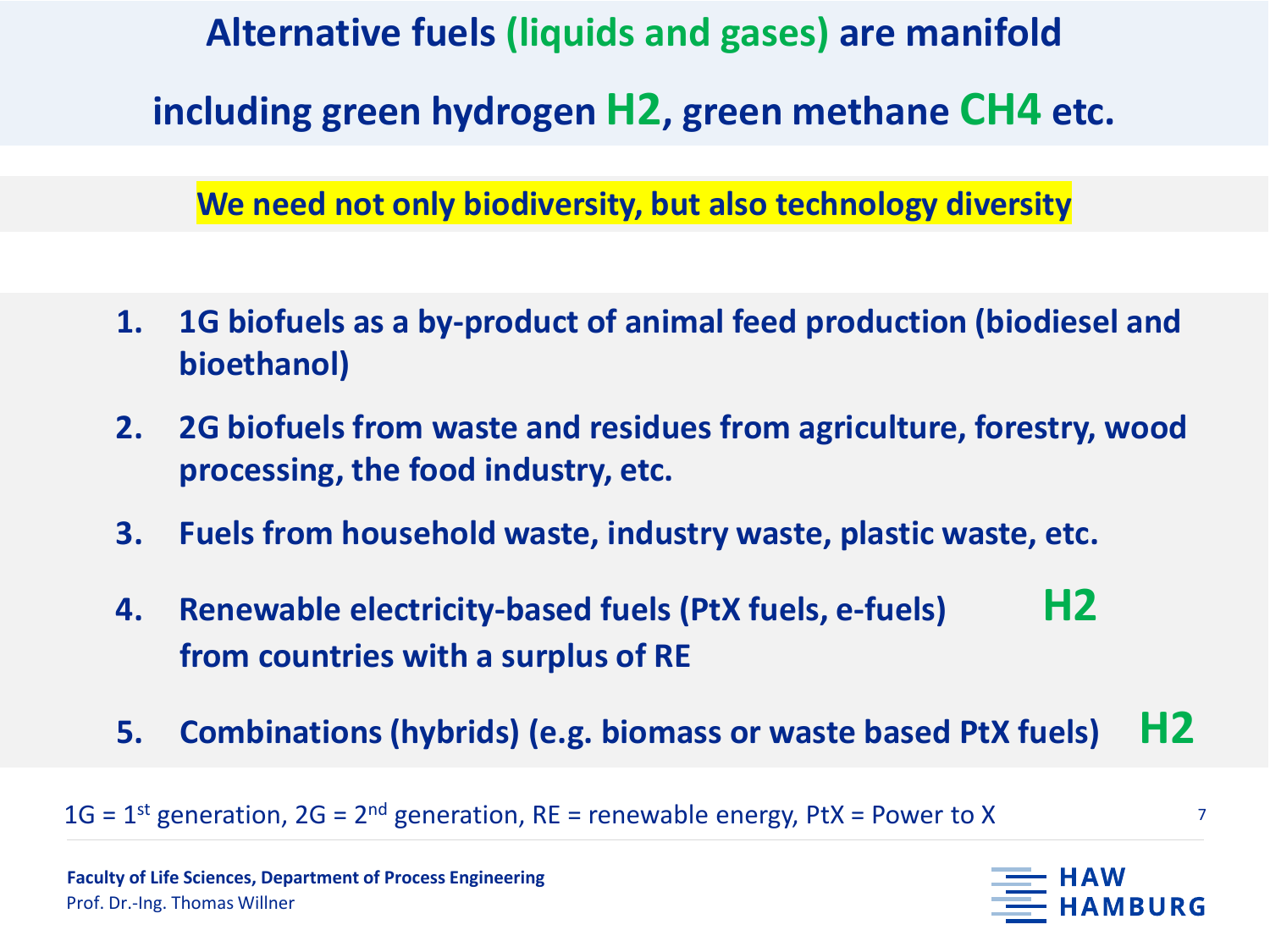# Alternative fuels (liquids and gases) are manifold including green hydrogen $H_2$, green methane $CH_4$ etc.

**We need not only biodiversity, but also technology diversity**

1. **1G biofuels as a by-product of animal feed production (biodiesel and bioethanol)**
2. **2G biofuels from waste and residues from agriculture, forestry, wood processing, the food industry, etc.**
3. **Fuels from household waste, industry waste, plastic waste, etc.**
4. **Renewable electricity-based fuels (PtX fuels, e-fuels) from countries with a surplus of RE** — $H_2$
5. **Combinations (hybrids) (e.g. biomass or waste based PtX fuels)** — $H_2$

1G = 1st generation, 2G = 2nd generation, RE = renewable energy, PtX = Power to X

**Faculty of Life Sciences, Department of Process Engineering**
Prof. Dr.-Ing. Thomas Willner

HAW HAMBURG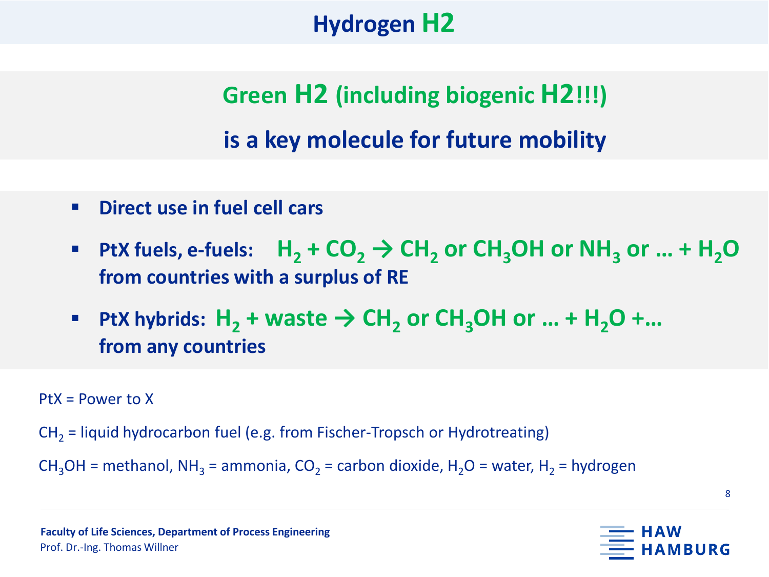# Hydrogen H2

## Green H2 (including biogenic H2!!!)

## is a key molecule for future mobility

- **Direct use in fuel cell cars**
- **PtX fuels, e-fuels:** $H_2 + CO_2 \rightarrow CH_2$ **or** $CH_3OH$ **or** $NH_3$ **or … +** $H_2O$
  **from countries with a surplus of RE**
- **PtX hybrids:** $H_2$ **+ waste** $\rightarrow CH_2$ **or** $CH_3OH$ **or … +** $H_2O$ **+…**
  **from any countries**

PtX = Power to X

$CH_2$ = liquid hydrocarbon fuel (e.g. from Fischer-Tropsch or Hydrotreating)

$CH_3OH$ = methanol, $NH_3$ = ammonia, $CO_2$ = carbon dioxide, $H_2O$ = water, $H_2$ = hydrogen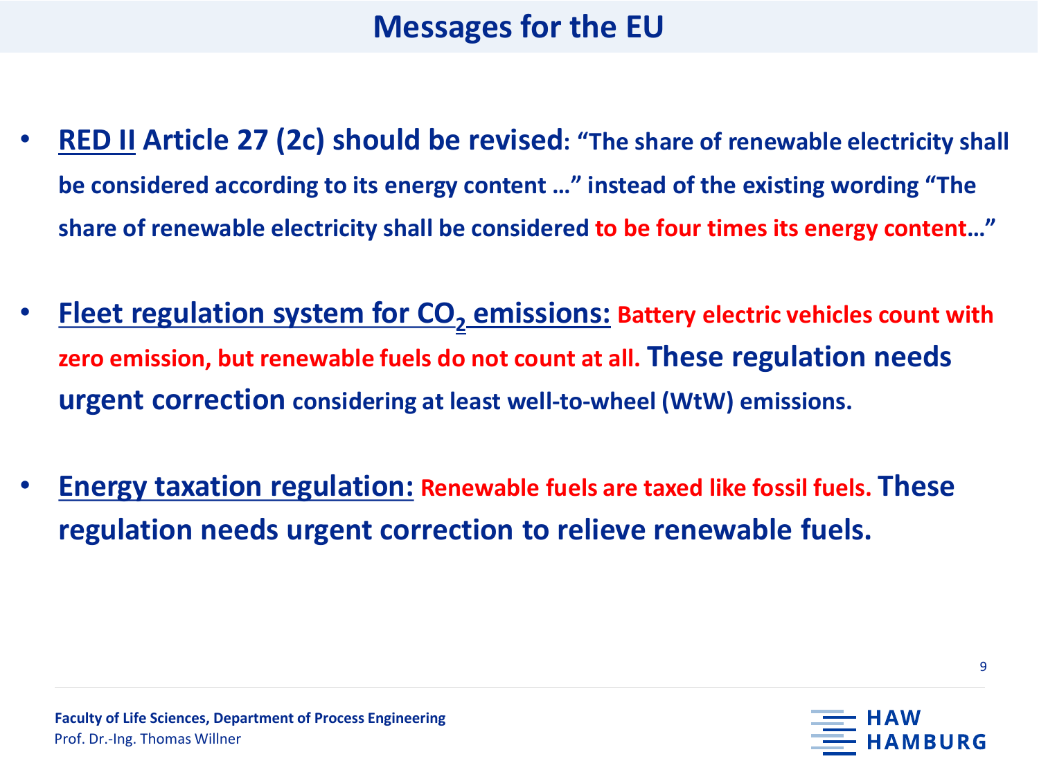# Messages for the EU

- **RED II Article 27 (2c) should be revised: "The share of renewable electricity shall be considered according to its energy content …" instead of the existing wording "The share of renewable electricity shall be considered to be four times its energy content…"**

- **Fleet regulation system for $CO_2$ emissions: Battery electric vehicles count with zero emission, but renewable fuels do not count at all. These regulation needs urgent correction considering at least well-to-wheel (WtW) emissions.**

- **Energy taxation regulation: Renewable fuels are taxed like fossil fuels. These regulation needs urgent correction to relieve renewable fuels.**

**Faculty of Life Sciences, Department of Process Engineering**
Prof. Dr.-Ing. Thomas Willner

HAW HAMBURG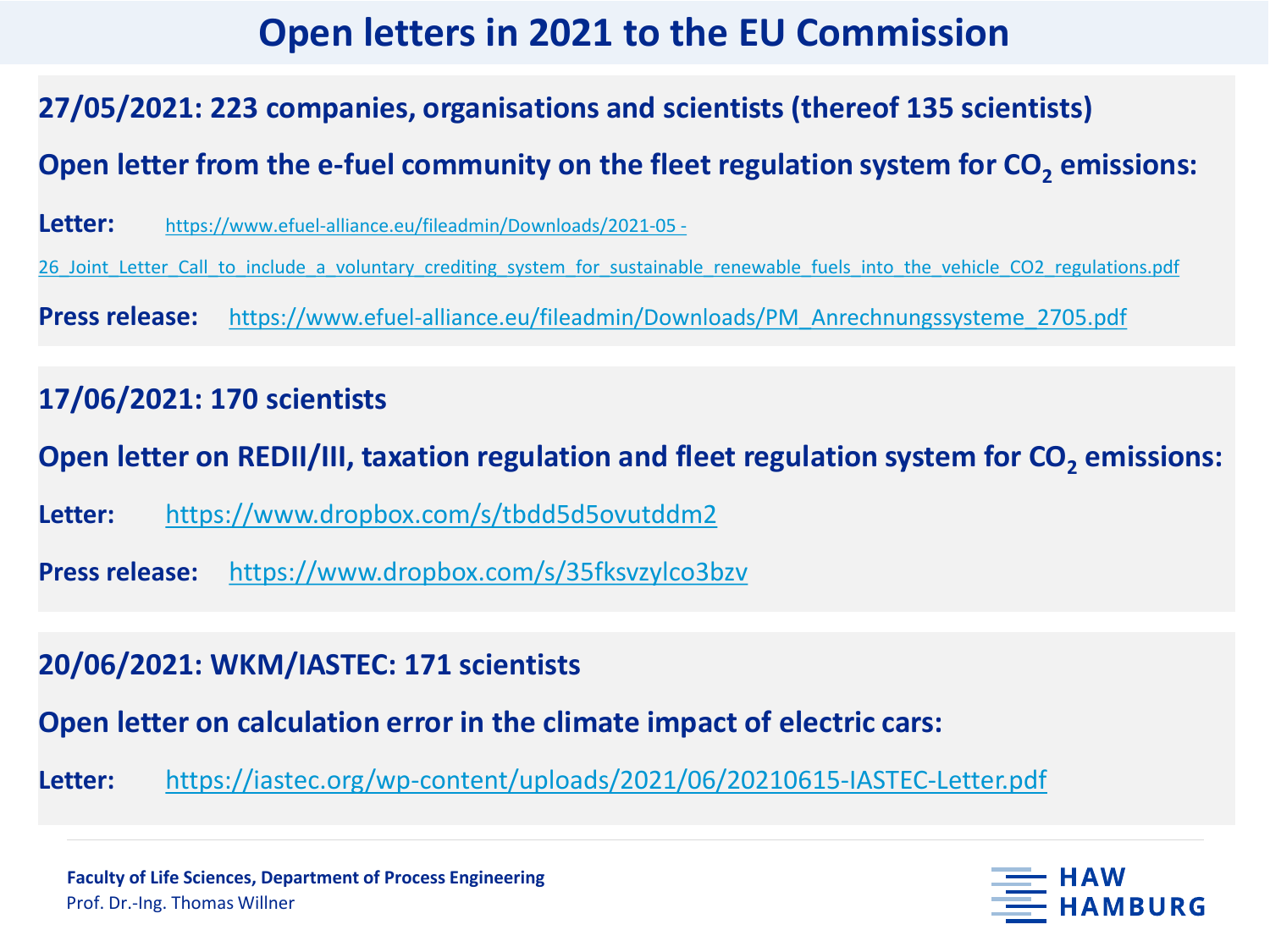# Open letters in 2021 to the EU Commission

## 27/05/2021: 223 companies, organisations and scientists (thereof 135 scientists)

**Open letter from the e-fuel community on the fleet regulation system for $CO_2$ emissions:**

**Letter:** https://www.efuel-alliance.eu/fileadmin/Downloads/2021-05 -26_Joint_Letter_Call_to_include_a_voluntary_crediting_system_for_sustainable_renewable_fuels_into_the_vehicle_CO2_regulations.pdf

**Press release:** https://www.efuel-alliance.eu/fileadmin/Downloads/PM_Anrechnungssysteme_2705.pdf

## 17/06/2021: 170 scientists

**Open letter on REDII/III, taxation regulation and fleet regulation system for $CO_2$ emissions:**

**Letter:** https://www.dropbox.com/s/tbdd5d5ovutddm2

**Press release:** https://www.dropbox.com/s/35fksvzylco3bzv

## 20/06/2021: WKM/IASTEC: 171 scientists

**Open letter on calculation error in the climate impact of electric cars:**

**Letter:** https://iastec.org/wp-content/uploads/2021/06/20210615-IASTEC-Letter.pdf

**Faculty of Life Sciences, Department of Process Engineering**
Prof. Dr.-Ing. Thomas Willner

HAW HAMBURG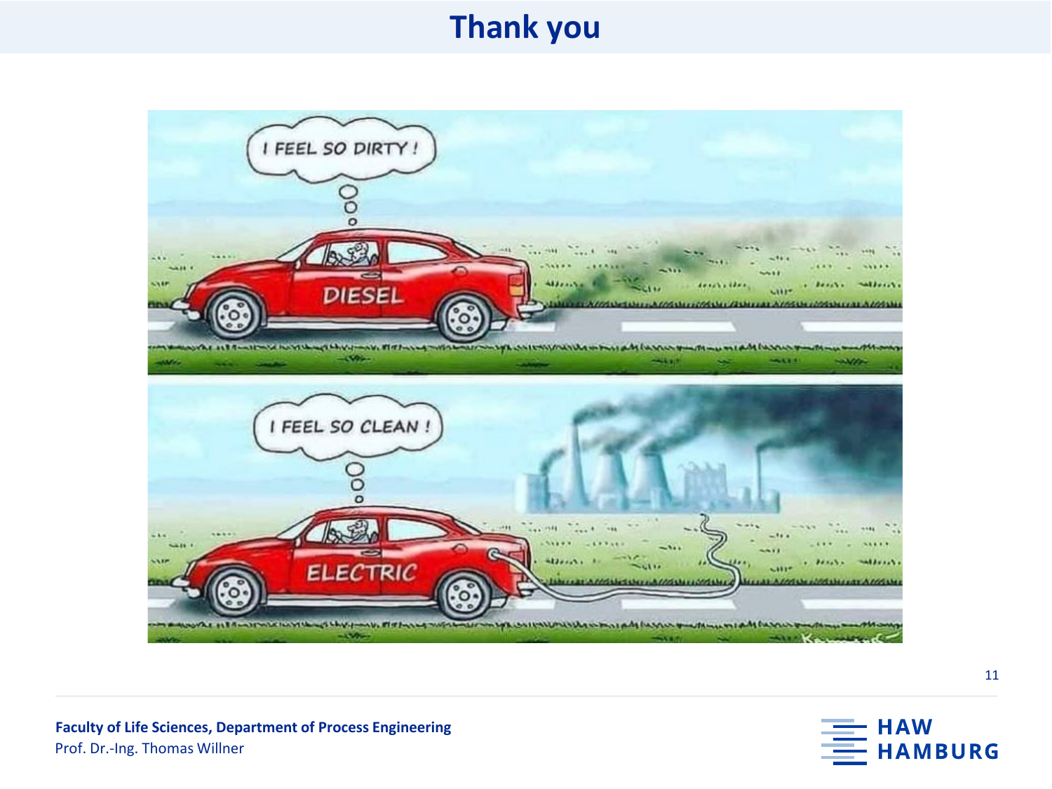# Thank you

I FEEL SO DIRTY !

DIESEL

I FEEL SO CLEAN !

ELECTRIC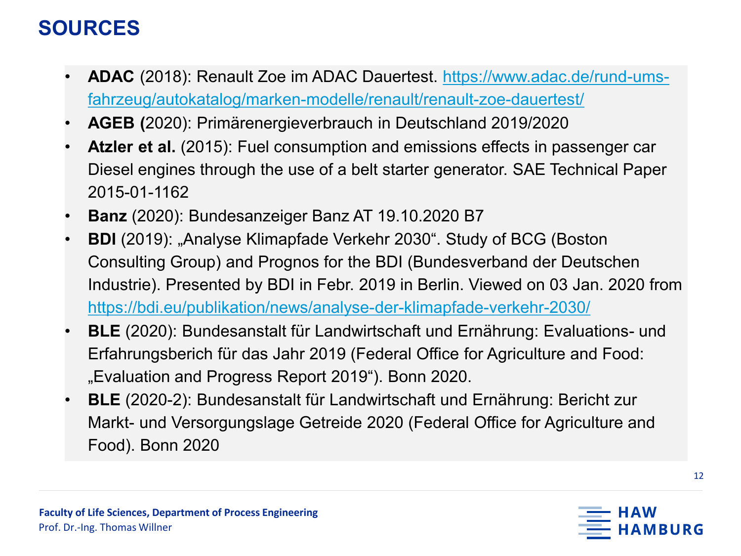# SOURCES

- **ADAC** (2018): Renault Zoe im ADAC Dauertest. https://www.adac.de/rund-ums-fahrzeug/autokatalog/marken-modelle/renault/renault-zoe-dauertest/
- **AGEB (**2020): Primärenergieverbrauch in Deutschland 2019/2020
- **Atzler et al.** (2015): Fuel consumption and emissions effects in passenger car Diesel engines through the use of a belt starter generator. SAE Technical Paper 2015-01-1162
- **Banz** (2020): Bundesanzeiger Banz AT 19.10.2020 B7
- **BDI** (2019): „Analyse Klimapfade Verkehr 2030". Study of BCG (Boston Consulting Group) and Prognos for the BDI (Bundesverband der Deutschen Industrie). Presented by BDI in Febr. 2019 in Berlin. Viewed on 03 Jan. 2020 from https://bdi.eu/publikation/news/analyse-der-klimapfade-verkehr-2030/
- **BLE** (2020): Bundesanstalt für Landwirtschaft und Ernährung: Evaluations- und Erfahrungsberich für das Jahr 2019 (Federal Office for Agriculture and Food: „Evaluation and Progress Report 2019"). Bonn 2020.
- **BLE** (2020-2): Bundesanstalt für Landwirtschaft und Ernährung: Bericht zur Markt- und Versorgungslage Getreide 2020 (Federal Office for Agriculture and Food). Bonn 2020

Faculty of Life Sciences, Department of Process Engineering
Prof. Dr.-Ing. Thomas Willner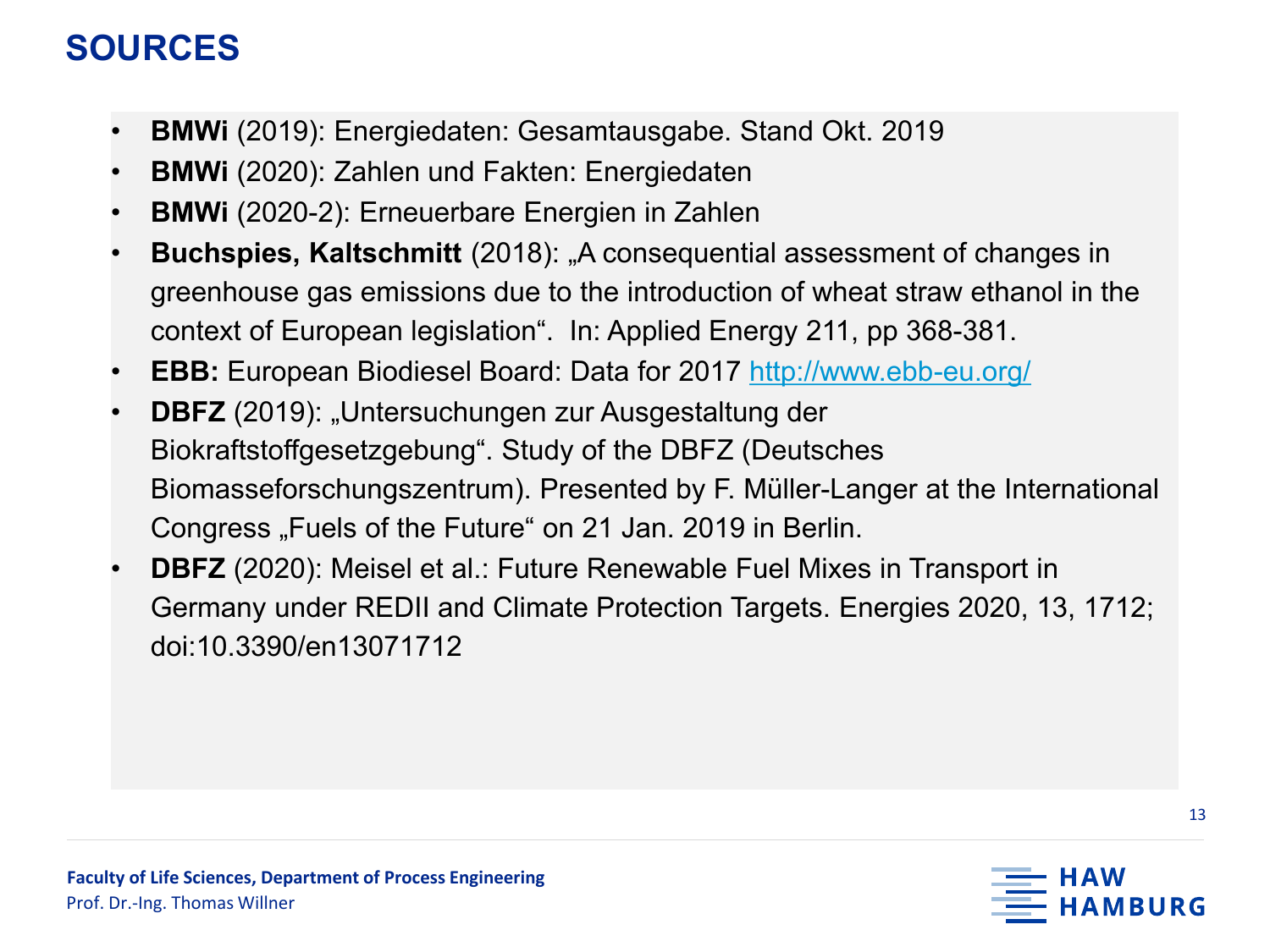# SOURCES

- **BMWi** (2019): Energiedaten: Gesamtausgabe. Stand Okt. 2019
- **BMWi** (2020): Zahlen und Fakten: Energiedaten
- **BMWi** (2020-2): Erneuerbare Energien in Zahlen
- **Buchspies, Kaltschmitt** (2018): „A consequential assessment of changes in greenhouse gas emissions due to the introduction of wheat straw ethanol in the context of European legislation". In: Applied Energy 211, pp 368-381.
- **EBB:** European Biodiesel Board: Data for 2017 http://www.ebb-eu.org/
- **DBFZ** (2019): „Untersuchungen zur Ausgestaltung der Biokraftstoffgesetzgebung". Study of the DBFZ (Deutsches Biomasseforschungszentrum). Presented by F. Müller-Langer at the International Congress „Fuels of the Future" on 21 Jan. 2019 in Berlin.
- **DBFZ** (2020): Meisel et al.: Future Renewable Fuel Mixes in Transport in Germany under REDII and Climate Protection Targets. Energies 2020, 13, 1712; doi:10.3390/en13071712

Faculty of Life Sciences, Department of Process Engineering
Prof. Dr.-Ing. Thomas Willner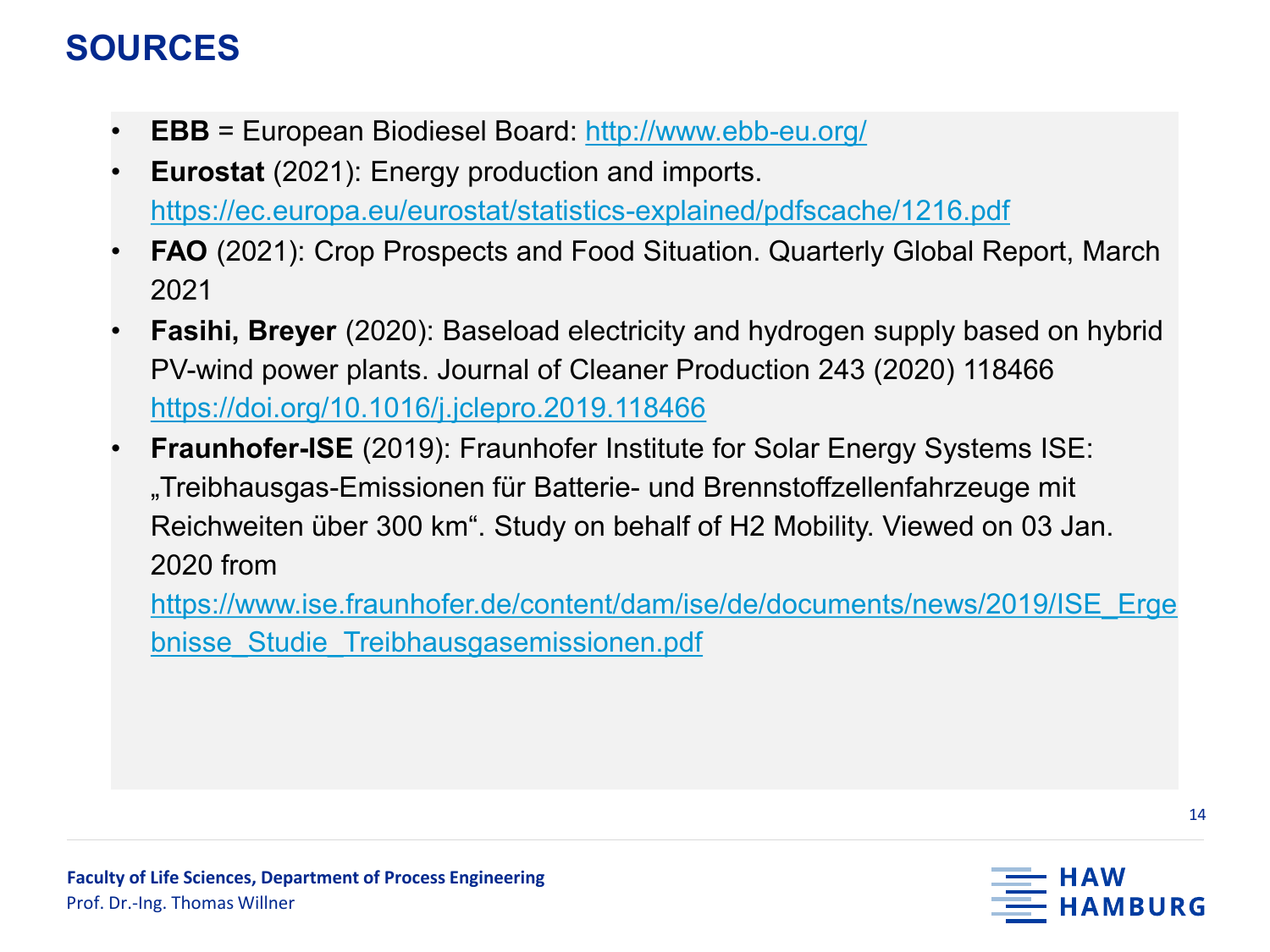# SOURCES

- **EBB** = European Biodiesel Board: http://www.ebb-eu.org/
- **Eurostat** (2021): Energy production and imports. https://ec.europa.eu/eurostat/statistics-explained/pdfscache/1216.pdf
- **FAO** (2021): Crop Prospects and Food Situation. Quarterly Global Report, March 2021
- **Fasihi, Breyer** (2020): Baseload electricity and hydrogen supply based on hybrid PV-wind power plants. Journal of Cleaner Production 243 (2020) 118466 https://doi.org/10.1016/j.jclepro.2019.118466
- **Fraunhofer-ISE** (2019): Fraunhofer Institute for Solar Energy Systems ISE: „Treibhausgas-Emissionen für Batterie- und Brennstoffzellenfahrzeuge mit Reichweiten über 300 km“. Study on behalf of H2 Mobility. Viewed on 03 Jan. 2020 from https://www.ise.fraunhofer.de/content/dam/ise/de/documents/news/2019/ISE_Ergebnisse_Studie_Treibhausgasemissionen.pdf

Faculty of Life Sciences, Department of Process Engineering
Prof. Dr.-Ing. Thomas Willner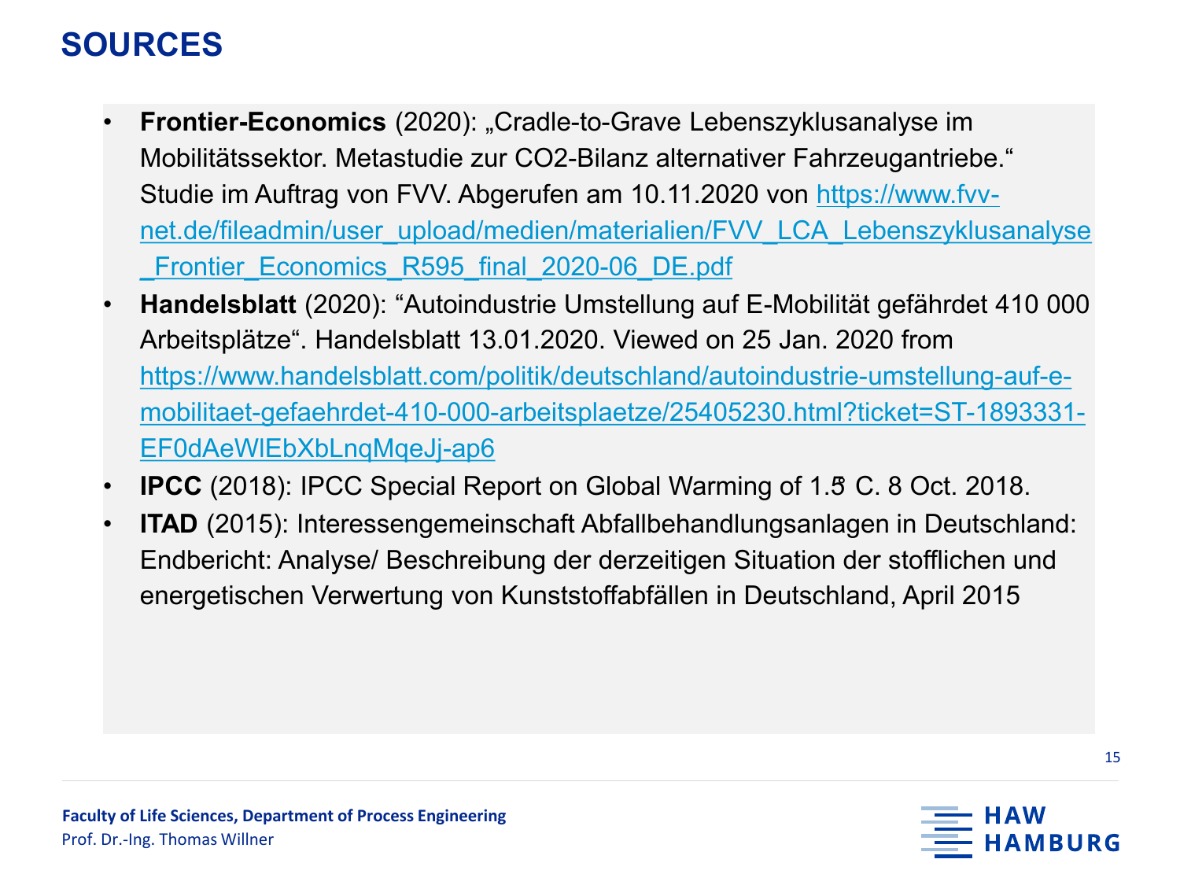# SOURCES

- **Frontier-Economics** (2020): „Cradle-to-Grave Lebenszyklusanalyse im Mobilitätssektor. Metastudie zur CO2-Bilanz alternativer Fahrzeugantriebe." Studie im Auftrag von FVV. Abgerufen am 10.11.2020 von https://www.fvv-net.de/fileadmin/user_upload/medien/materialien/FVV_LCA_Lebenszyklusanalyse_Frontier_Economics_R595_final_2020-06_DE.pdf
- **Handelsblatt** (2020): "Autoindustrie Umstellung auf E-Mobilität gefährdet 410 000 Arbeitsplätze". Handelsblatt 13.01.2020. Viewed on 25 Jan. 2020 from https://www.handelsblatt.com/politik/deutschland/autoindustrie-umstellung-auf-e-mobilitaet-gefaehrdet-410-000-arbeitsplaetze/25405230.html?ticket=ST-1893331-EF0dAeWlEbXbLnqMqeJj-ap6
- **IPCC** (2018): IPCC Special Report on Global Warming of 1.5 C. 8 Oct. 2018.
- **ITAD** (2015): Interessengemeinschaft Abfallbehandlungsanlagen in Deutschland: Endbericht: Analyse/ Beschreibung der derzeitigen Situation der stofflichen und energetischen Verwertung von Kunststoffabfällen in Deutschland, April 2015

**Faculty of Life Sciences, Department of Process Engineering**
Prof. Dr.-Ing. Thomas Willner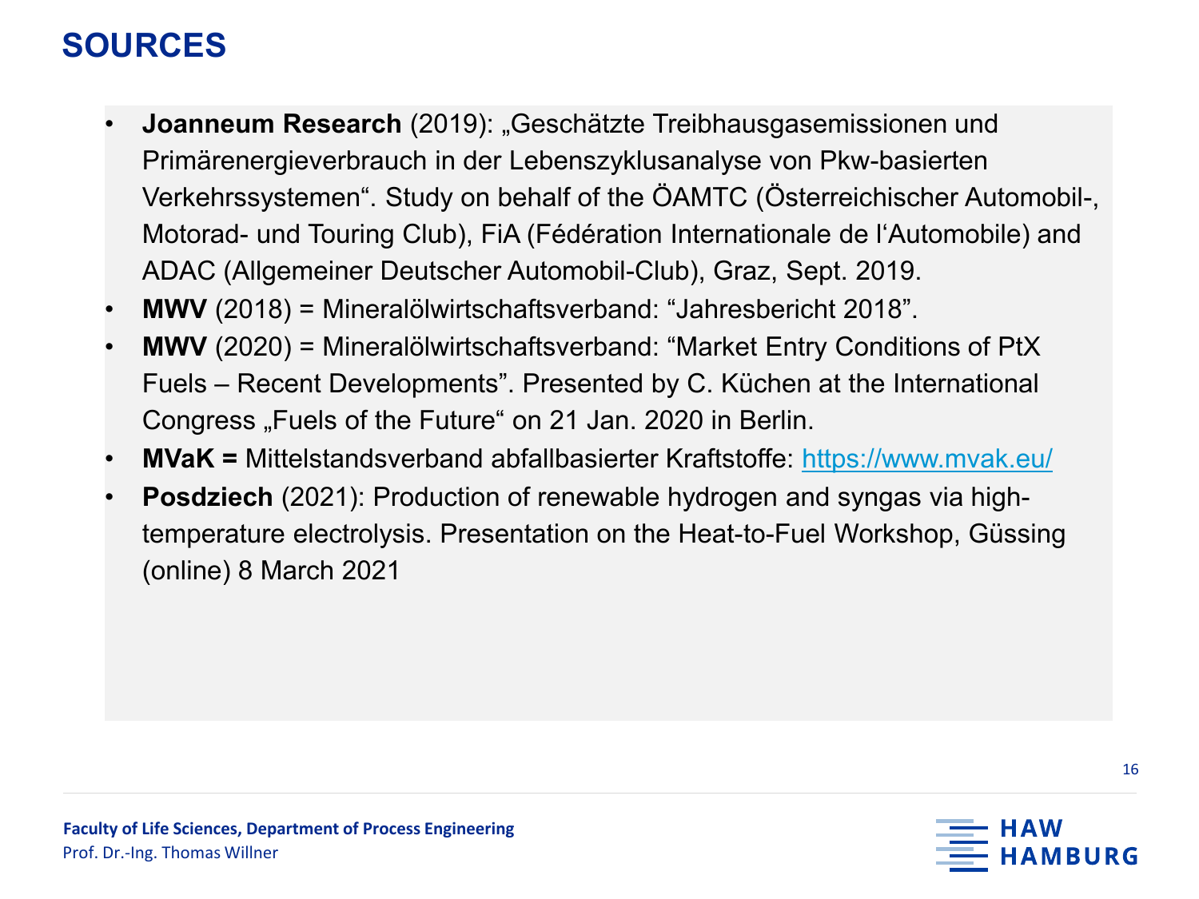# SOURCES

- **Joanneum Research** (2019): „Geschätzte Treibhausgasemissionen und Primärenergieverbrauch in der Lebenszyklusanalyse von Pkw-basierten Verkehrssystemen“. Study on behalf of the ÖAMTC (Österreichischer Automobil-, Motorad- und Touring Club), FiA (Fédération Internationale de l‘Automobile) and ADAC (Allgemeiner Deutscher Automobil-Club), Graz, Sept. 2019.
- **MWV** (2018) = Mineralölwirtschaftsverband: “Jahresbericht 2018”.
- **MWV** (2020) = Mineralölwirtschaftsverband: “Market Entry Conditions of PtX Fuels – Recent Developments”. Presented by C. Küchen at the International Congress „Fuels of the Future“ on 21 Jan. 2020 in Berlin.
- **MVaK =** Mittelstandsverband abfallbasierter Kraftstoffe: https://www.mvak.eu/
- **Posdziech** (2021): Production of renewable hydrogen and syngas via high-temperature electrolysis. Presentation on the Heat-to-Fuel Workshop, Güssing (online) 8 March 2021

Faculty of Life Sciences, Department of Process Engineering
Prof. Dr.-Ing. Thomas Willner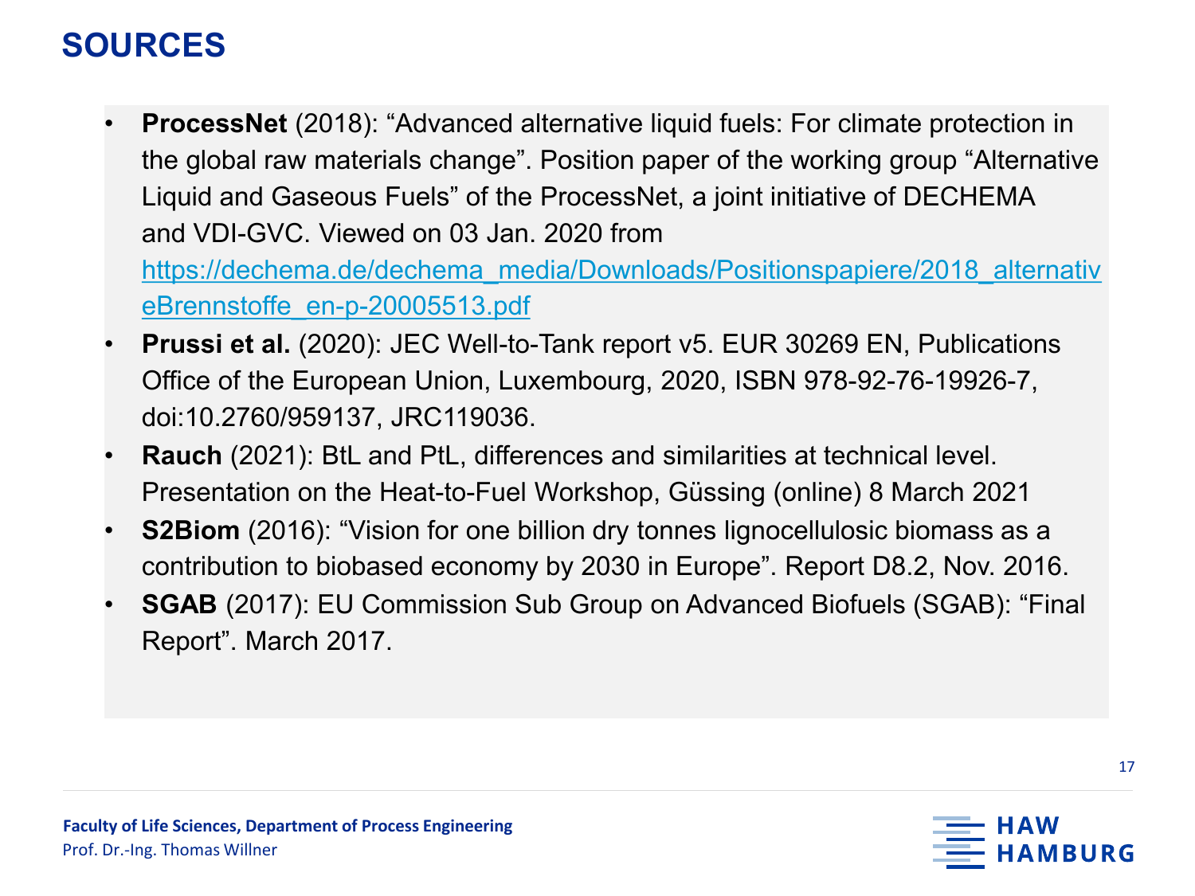# SOURCES

- **ProcessNet** (2018): "Advanced alternative liquid fuels: For climate protection in the global raw materials change". Position paper of the working group "Alternative Liquid and Gaseous Fuels" of the ProcessNet, a joint initiative of DECHEMA and VDI-GVC. Viewed on 03 Jan. 2020 from https://dechema.de/dechema_media/Downloads/Positionspapiere/2018_alternativeBrennstoffe_en-p-20005513.pdf
- **Prussi et al.** (2020): JEC Well-to-Tank report v5. EUR 30269 EN, Publications Office of the European Union, Luxembourg, 2020, ISBN 978-92-76-19926-7, doi:10.2760/959137, JRC119036.
- **Rauch** (2021): BtL and PtL, differences and similarities at technical level. Presentation on the Heat-to-Fuel Workshop, Güssing (online) 8 March 2021
- **S2Biom** (2016): "Vision for one billion dry tonnes lignocellulosic biomass as a contribution to biobased economy by 2030 in Europe". Report D8.2, Nov. 2016.
- **SGAB** (2017): EU Commission Sub Group on Advanced Biofuels (SGAB): "Final Report". March 2017.

**Faculty of Life Sciences, Department of Process Engineering**
Prof. Dr.-Ing. Thomas Willner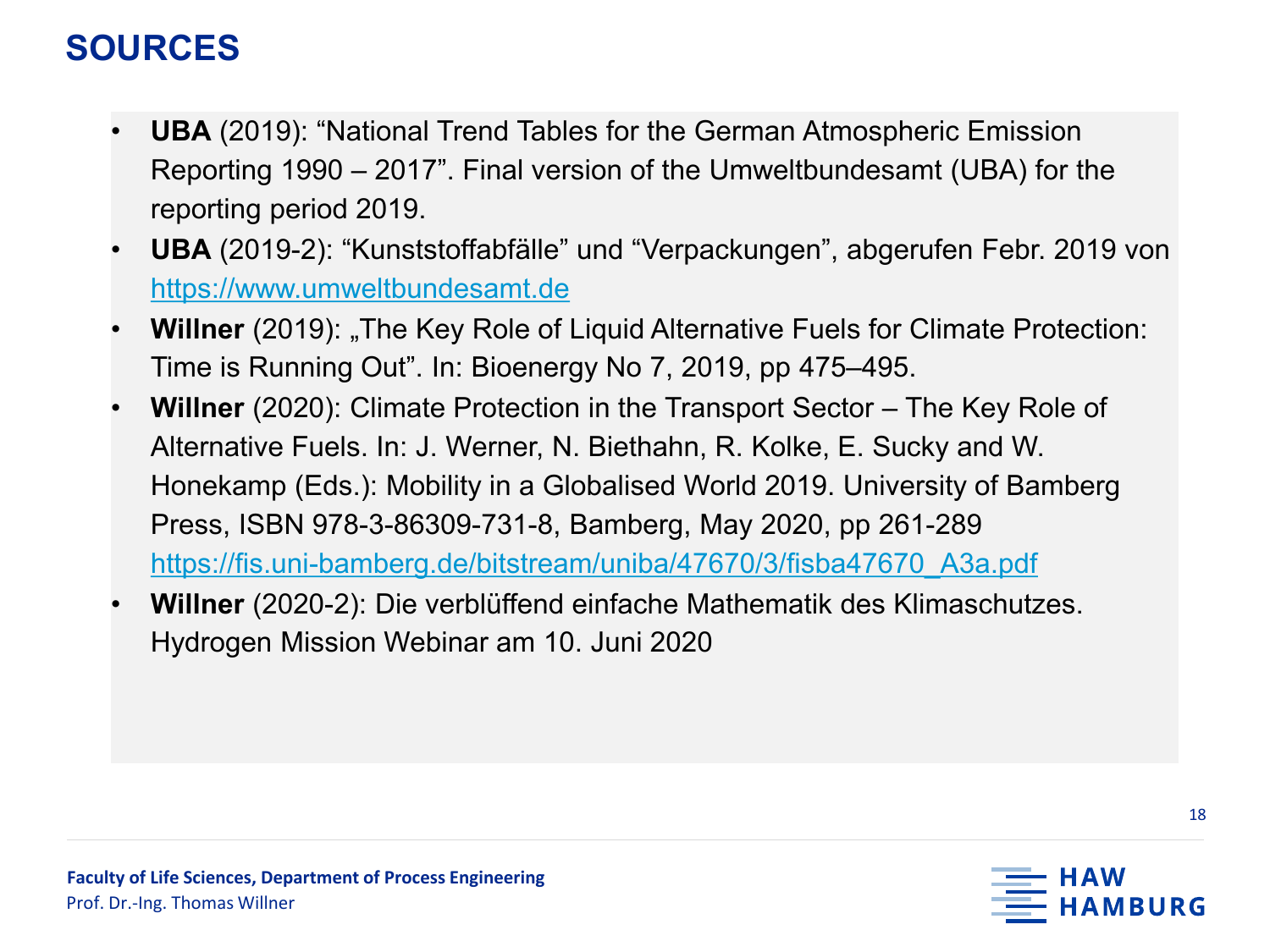# SOURCES

- **UBA** (2019): “National Trend Tables for the German Atmospheric Emission Reporting 1990 – 2017”. Final version of the Umweltbundesamt (UBA) for the reporting period 2019.
- **UBA** (2019-2): “Kunststoffabfälle” und “Verpackungen”, abgerufen Febr. 2019 von https://www.umweltbundesamt.de
- **Willner** (2019): „The Key Role of Liquid Alternative Fuels for Climate Protection: Time is Running Out”. In: Bioenergy No 7, 2019, pp 475–495.
- **Willner** (2020): Climate Protection in the Transport Sector – The Key Role of Alternative Fuels. In: J. Werner, N. Biethahn, R. Kolke, E. Sucky and W. Honekamp (Eds.): Mobility in a Globalised World 2019. University of Bamberg Press, ISBN 978-3-86309-731-8, Bamberg, May 2020, pp 261-289 https://fis.uni-bamberg.de/bitstream/uniba/47670/3/fisba47670_A3a.pdf
- **Willner** (2020-2): Die verblüffend einfache Mathematik des Klimaschutzes. Hydrogen Mission Webinar am 10. Juni 2020